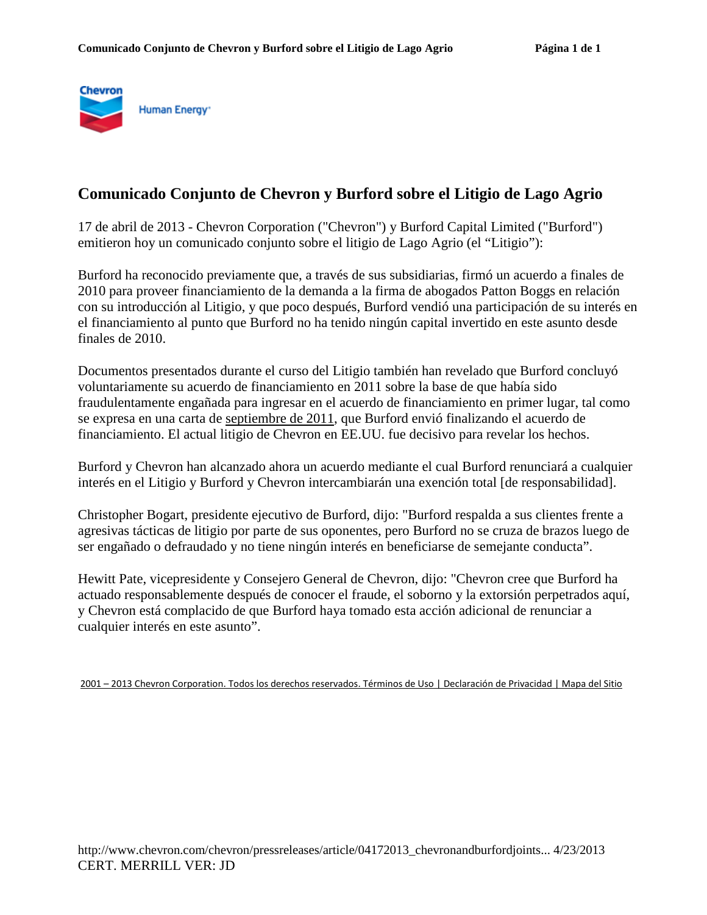# Comunicado Conjunto de Chevron y Burford sobre el Litigio de Lago Agrio

17 de abril de 2013 - Chevron Corporation ("Chevron") y Burford Capital Limited ("Burford") emitieron hoy un comunicado conjunto sobre el litigio de Lago Agrio (el "Litigio"):

Burford ha reconocido previamente que, a través de sus subsidiarias, firmó un acuerdo a finales de 2010 para proveer financiamiento de la demanda a la firma de abogados Patton Boggs en relación con su introducción al Litigio, y que poco después, Burford vendió una participación de su interés en el financiamiento al punto que Burford no ha tenido ningún capital invertido en este asunto desde finales de 2010.

Documentos presentados durante el curso del Litigio también han revelado que Burford concluyó voluntariamente su acuerdo de financiamiento en 2011 sobre la base de que había sido fraudulentamente engañada para ingresar en el acuerdo de financiamiento en primer lugar, tal como se expresa en una carta de septiembre de 2011, que Burford envió finalizando el acuerdo de financiamiento. El actual litigio de Chevron en EE.UU. fue decisivo para revelar los hechos.

Burford y Chevron han alcanzado ahora un acuerdo mediante el cual Burford renunciará a cualquier interés en el Litigio y Burford y Chevron intercambiarán una exención total [de responsabilidad].

Christopher Bogart, presidente ejecutivo de Burford, dijo: "Burford respalda a sus clientes frente a agresivas tácticas de litigio por parte de sus oponentes, pero Burford no se cruza de brazos luego de ser engañado o defraudado y no tiene ningún interés en beneficiarse de semejante conducta".

Hewitt Pate, vicepresidente y Consejero General de Chevron, dijo: "Chevron cree que Burford ha actuado responsablemente después de conocer el fraude, el soborno y la extorsión perpetrados aquí, y Chevron está complacido de que Burford haya tomado esta acción adicional de renunciar a cualquier interés en este asunto".

2001 – 2013 Chevron Corporation. Todos los derechos reservados. Términos de Uso | Declaración de Privacidad | Mapa del Sitio

http://www.chevron.com/chevron/pressreleases/article/04172013_chevronandburfordjoints... 4/23/2013

CERT. MERRILL VER: JD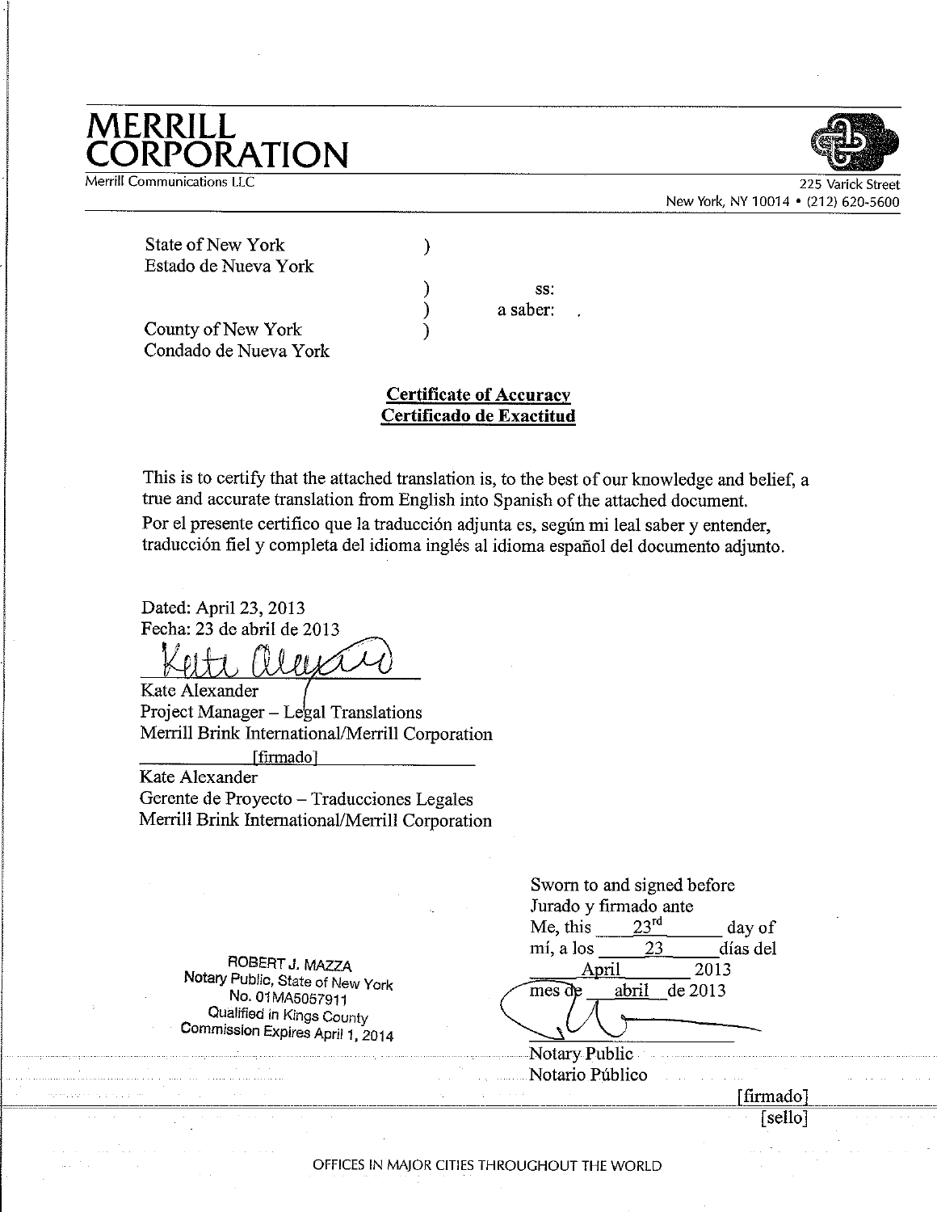# MERRILL CORPORATION

Merrill Communications LLC

225 Varick Street
New York, NY 10014 • (212) 620-5600

State of New York )
Estado de Nueva York
) ss:
) a saber:
County of New York )
Condado de Nueva York

**Certificate of Accuracy**
**Certificado de Exactitud**

This is to certify that the attached translation is, to the best of our knowledge and belief, a true and accurate translation from English into Spanish of the attached document.
Por el presente certifico que la traducción adjunta es, según mi leal saber y entender, traducción fiel y completa del idioma inglés al idioma español del documento adjunto.

Dated: April 23, 2013
Fecha: 23 de abril de 2013

Kate Alexander
Project Manager – Legal Translations
Merrill Brink International/Merrill Corporation

[firmado]
Kate Alexander
Gerente de Proyecto – Traducciones Legales
Merrill Brink International/Merrill Corporation

ROBERT J. MAZZA
Notary Public, State of New York
No. 01MA5057911
Qualified in Kings County
Commission Expires April 1, 2014

Sworn to and signed before
Jurado y firmado ante
Me, this 23rd day of
mí, a los 23 días del
April 2013
mes de abril de 2013

Notary Public
Notario Público

[firmado]
[sello]

OFFICES IN MAJOR CITIES THROUGHOUT THE WORLD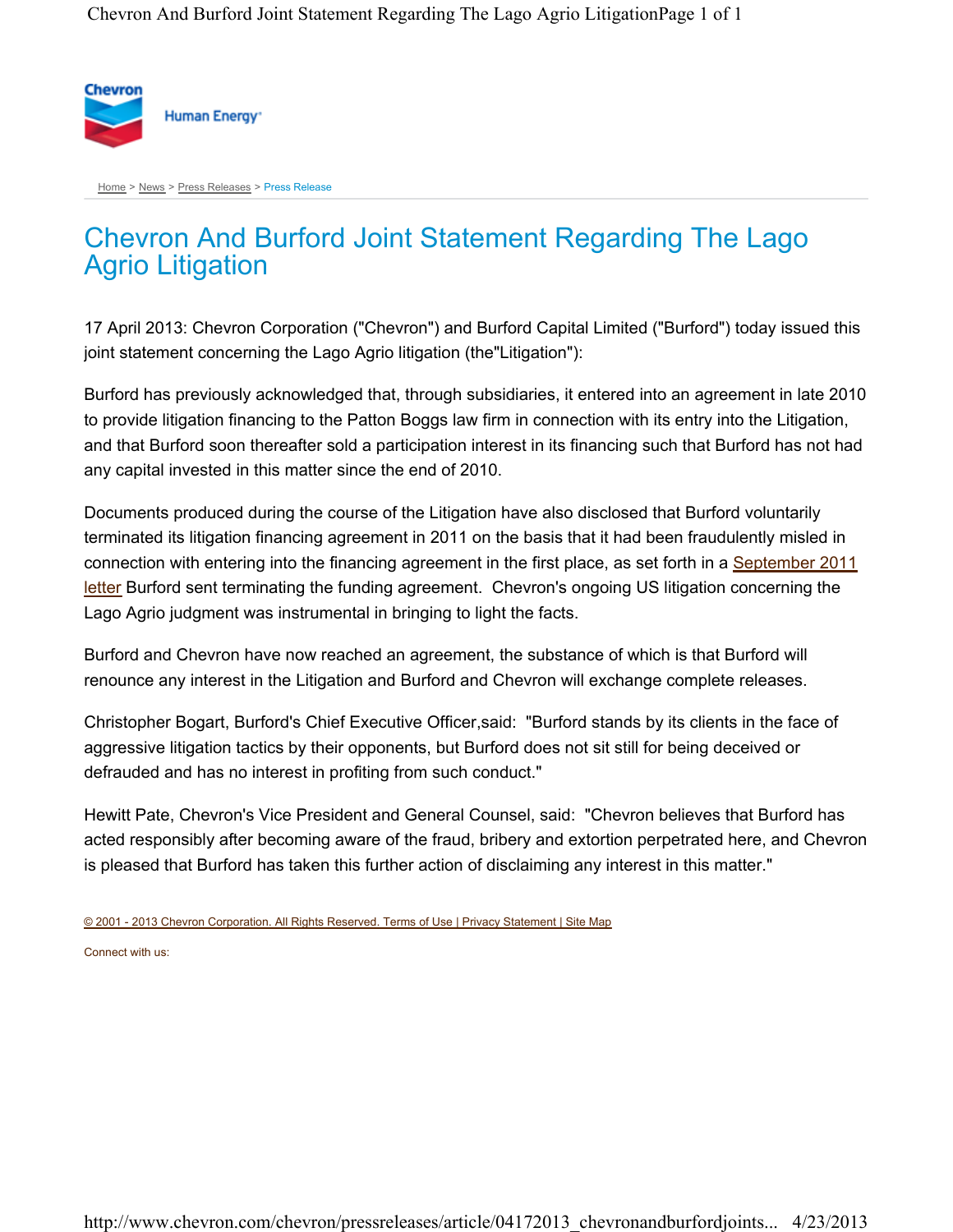Home > News > Press Releases > Press Release

# Chevron And Burford Joint Statement Regarding The Lago Agrio Litigation

17 April 2013: Chevron Corporation ("Chevron") and Burford Capital Limited ("Burford") today issued this joint statement concerning the Lago Agrio litigation (the"Litigation"):

Burford has previously acknowledged that, through subsidiaries, it entered into an agreement in late 2010 to provide litigation financing to the Patton Boggs law firm in connection with its entry into the Litigation, and that Burford soon thereafter sold a participation interest in its financing such that Burford has not had any capital invested in this matter since the end of 2010.

Documents produced during the course of the Litigation have also disclosed that Burford voluntarily terminated its litigation financing agreement in 2011 on the basis that it had been fraudulently misled in connection with entering into the financing agreement in the first place, as set forth in a September 2011 letter Burford sent terminating the funding agreement. Chevron's ongoing US litigation concerning the Lago Agrio judgment was instrumental in bringing to light the facts.

Burford and Chevron have now reached an agreement, the substance of which is that Burford will renounce any interest in the Litigation and Burford and Chevron will exchange complete releases.

Christopher Bogart, Burford's Chief Executive Officer,said: "Burford stands by its clients in the face of aggressive litigation tactics by their opponents, but Burford does not sit still for being deceived or defrauded and has no interest in profiting from such conduct."

Hewitt Pate, Chevron's Vice President and General Counsel, said: "Chevron believes that Burford has acted responsibly after becoming aware of the fraud, bribery and extortion perpetrated here, and Chevron is pleased that Burford has taken this further action of disclaiming any interest in this matter."

© 2001 - 2013 Chevron Corporation. All Rights Reserved. Terms of Use | Privacy Statement | Site Map

Connect with us: